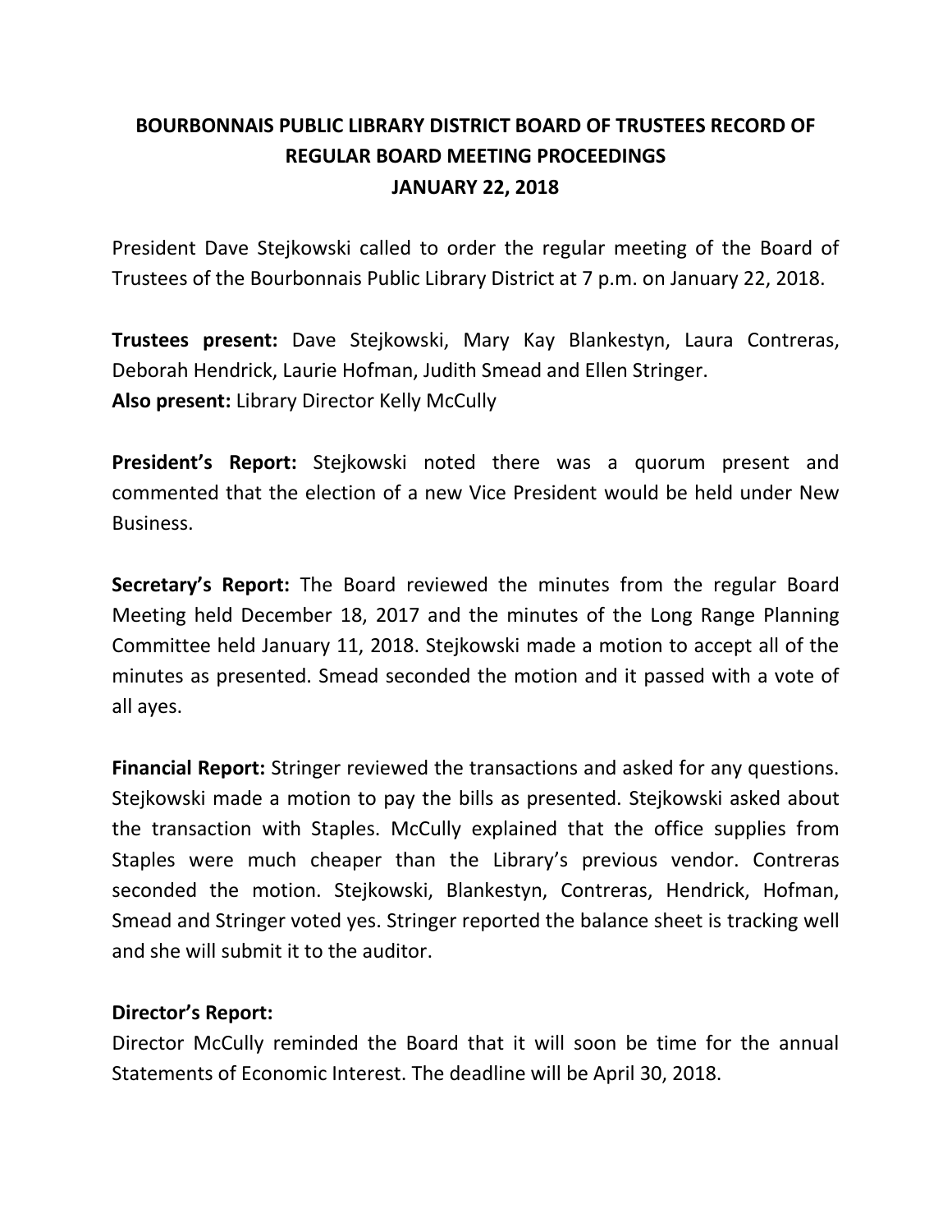# BOURBONNAIS PUBLIC LIBRARY DISTRICT BOARD OF TRUSTEES RECORD OF REGULAR BOARD MEETING PROCEEDINGS
## JANUARY 22, 2018

President Dave Stejkowski called to order the regular meeting of the Board of Trustees of the Bourbonnais Public Library District at 7 p.m. on January 22, 2018.

**Trustees present:** Dave Stejkowski, Mary Kay Blankestyn, Laura Contreras, Deborah Hendrick, Laurie Hofman, Judith Smead and Ellen Stringer.
**Also present:** Library Director Kelly McCully

**President's Report:** Stejkowski noted there was a quorum present and commented that the election of a new Vice President would be held under New Business.

**Secretary's Report:** The Board reviewed the minutes from the regular Board Meeting held December 18, 2017 and the minutes of the Long Range Planning Committee held January 11, 2018. Stejkowski made a motion to accept all of the minutes as presented. Smead seconded the motion and it passed with a vote of all ayes.

**Financial Report:** Stringer reviewed the transactions and asked for any questions. Stejkowski made a motion to pay the bills as presented. Stejkowski asked about the transaction with Staples. McCully explained that the office supplies from Staples were much cheaper than the Library's previous vendor. Contreras seconded the motion. Stejkowski, Blankestyn, Contreras, Hendrick, Hofman, Smead and Stringer voted yes. Stringer reported the balance sheet is tracking well and she will submit it to the auditor.

**Director's Report:**
Director McCully reminded the Board that it will soon be time for the annual Statements of Economic Interest. The deadline will be April 30, 2018.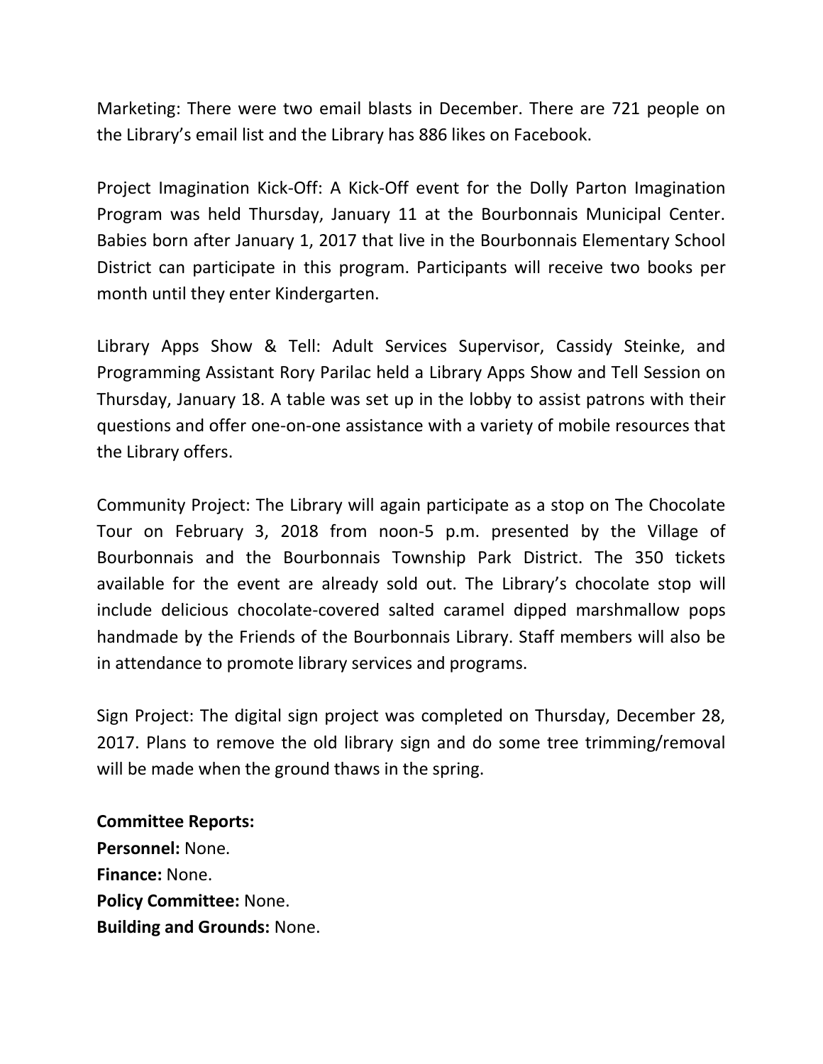Marketing: There were two email blasts in December. There are 721 people on the Library's email list and the Library has 886 likes on Facebook.

Project Imagination Kick-Off: A Kick-Off event for the Dolly Parton Imagination Program was held Thursday, January 11 at the Bourbonnais Municipal Center. Babies born after January 1, 2017 that live in the Bourbonnais Elementary School District can participate in this program. Participants will receive two books per month until they enter Kindergarten.

Library Apps Show & Tell: Adult Services Supervisor, Cassidy Steinke, and Programming Assistant Rory Parilac held a Library Apps Show and Tell Session on Thursday, January 18. A table was set up in the lobby to assist patrons with their questions and offer one-on-one assistance with a variety of mobile resources that the Library offers.

Community Project: The Library will again participate as a stop on The Chocolate Tour on February 3, 2018 from noon-5 p.m. presented by the Village of Bourbonnais and the Bourbonnais Township Park District. The 350 tickets available for the event are already sold out. The Library's chocolate stop will include delicious chocolate-covered salted caramel dipped marshmallow pops handmade by the Friends of the Bourbonnais Library. Staff members will also be in attendance to promote library services and programs.

Sign Project: The digital sign project was completed on Thursday, December 28, 2017. Plans to remove the old library sign and do some tree trimming/removal will be made when the ground thaws in the spring.

**Committee Reports:**
**Personnel:** None.
**Finance:** None.
**Policy Committee:** None.
**Building and Grounds:** None.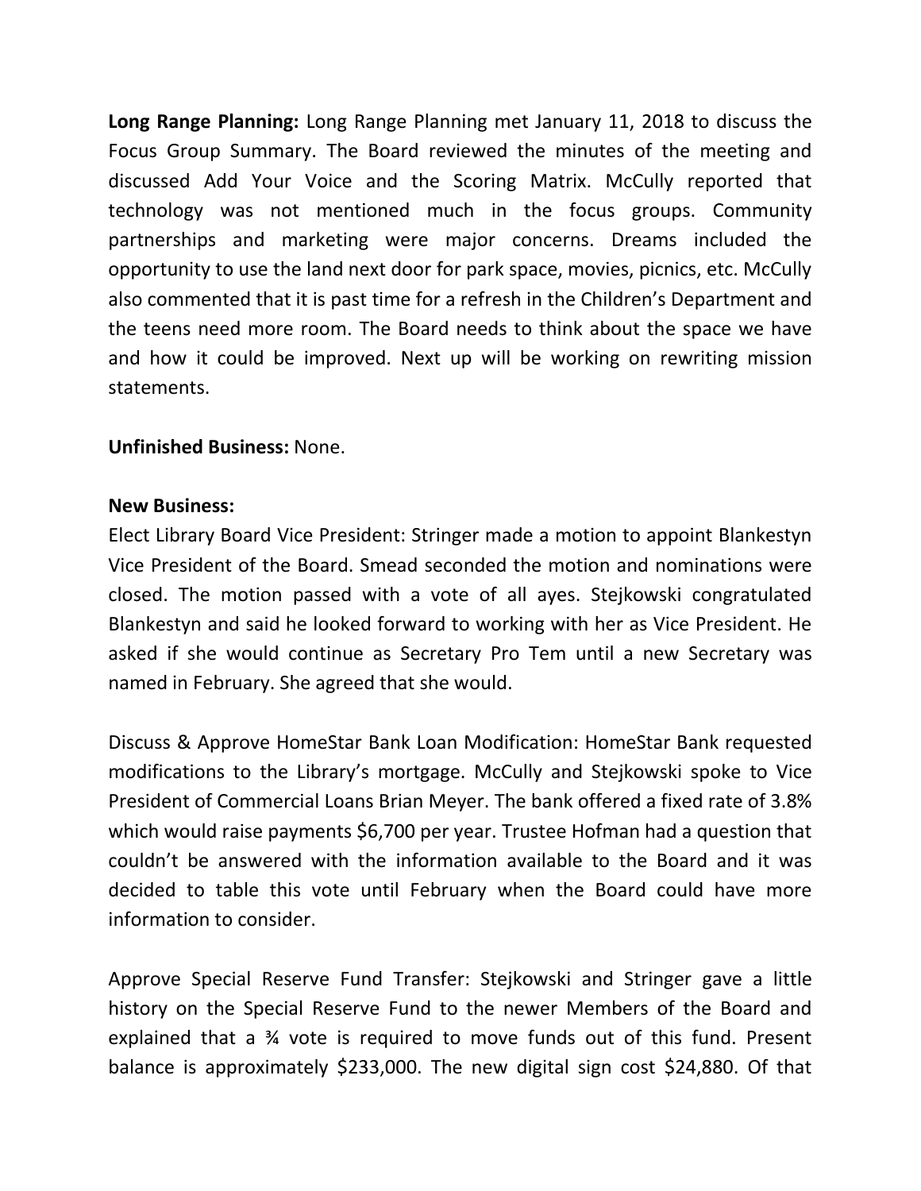**Long Range Planning:** Long Range Planning met January 11, 2018 to discuss the Focus Group Summary. The Board reviewed the minutes of the meeting and discussed Add Your Voice and the Scoring Matrix. McCully reported that technology was not mentioned much in the focus groups. Community partnerships and marketing were major concerns. Dreams included the opportunity to use the land next door for park space, movies, picnics, etc. McCully also commented that it is past time for a refresh in the Children's Department and the teens need more room. The Board needs to think about the space we have and how it could be improved. Next up will be working on rewriting mission statements.

**Unfinished Business:** None.

**New Business:**

Elect Library Board Vice President: Stringer made a motion to appoint Blankestyn Vice President of the Board. Smead seconded the motion and nominations were closed. The motion passed with a vote of all ayes. Stejkowski congratulated Blankestyn and said he looked forward to working with her as Vice President. He asked if she would continue as Secretary Pro Tem until a new Secretary was named in February. She agreed that she would.

Discuss & Approve HomeStar Bank Loan Modification: HomeStar Bank requested modifications to the Library's mortgage. McCully and Stejkowski spoke to Vice President of Commercial Loans Brian Meyer. The bank offered a fixed rate of 3.8% which would raise payments $6,700 per year. Trustee Hofman had a question that couldn't be answered with the information available to the Board and it was decided to table this vote until February when the Board could have more information to consider.

Approve Special Reserve Fund Transfer: Stejkowski and Stringer gave a little history on the Special Reserve Fund to the newer Members of the Board and explained that a ¾ vote is required to move funds out of this fund. Present balance is approximately $233,000. The new digital sign cost $24,880. Of that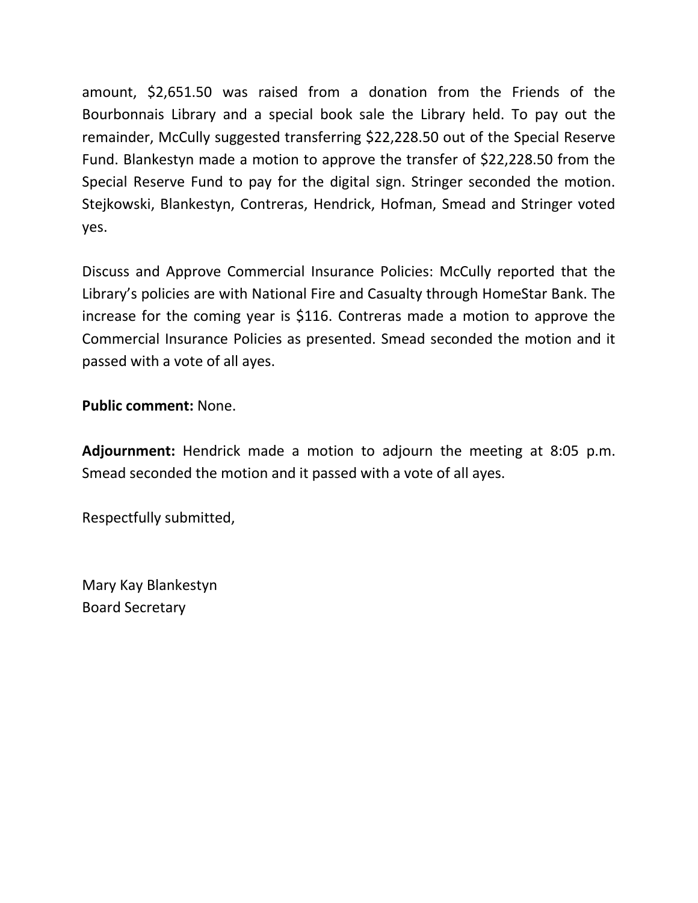amount, $2,651.50 was raised from a donation from the Friends of the Bourbonnais Library and a special book sale the Library held. To pay out the remainder, McCully suggested transferring $22,228.50 out of the Special Reserve Fund. Blankestyn made a motion to approve the transfer of $22,228.50 from the Special Reserve Fund to pay for the digital sign. Stringer seconded the motion. Stejkowski, Blankestyn, Contreras, Hendrick, Hofman, Smead and Stringer voted yes.

Discuss and Approve Commercial Insurance Policies: McCully reported that the Library's policies are with National Fire and Casualty through HomeStar Bank. The increase for the coming year is $116. Contreras made a motion to approve the Commercial Insurance Policies as presented. Smead seconded the motion and it passed with a vote of all ayes.

**Public comment:** None.

**Adjournment:** Hendrick made a motion to adjourn the meeting at 8:05 p.m. Smead seconded the motion and it passed with a vote of all ayes.

Respectfully submitted,

Mary Kay Blankestyn
Board Secretary